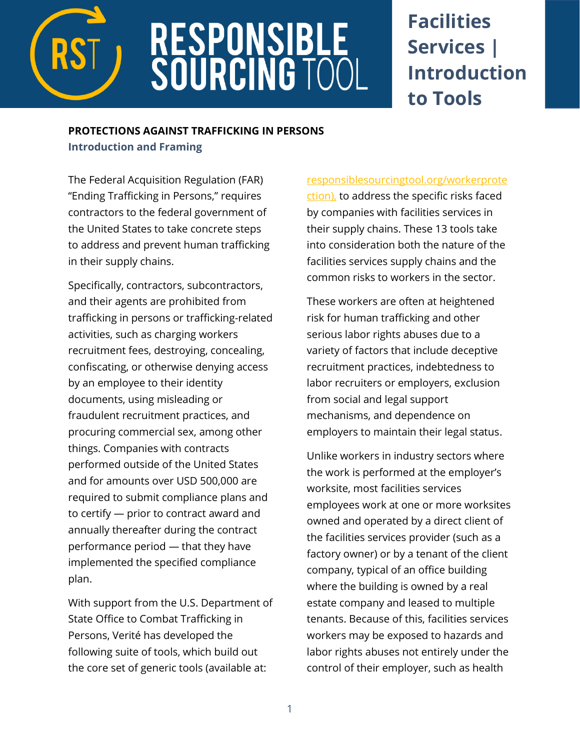# RESPONSIBLE SOURCING TOOL

# Facilities Services | Introduction to Tools

## PROTECTIONS AGAINST TRAFFICKING IN PERSONS

### Introduction and Framing

The Federal Acquisition Regulation (FAR) "Ending Trafficking in Persons," requires contractors to the federal government of the United States to take concrete steps to address and prevent human trafficking in their supply chains.

Specifically, contractors, subcontractors, and their agents are prohibited from trafficking in persons or trafficking-related activities, such as charging workers recruitment fees, destroying, concealing, confiscating, or otherwise denying access by an employee to their identity documents, using misleading or fraudulent recruitment practices, and procuring commercial sex, among other things. Companies with contracts performed outside of the United States and for amounts over USD 500,000 are required to submit compliance plans and to certify — prior to contract award and annually thereafter during the contract performance period — that they have implemented the specified compliance plan.

With support from the U.S. Department of State Office to Combat Trafficking in Persons, Verité has developed the following suite of tools, which build out the core set of generic tools (available at: responsiblesourcingtool.org/workerprotection), to address the specific risks faced by companies with facilities services in their supply chains. These 13 tools take into consideration both the nature of the facilities services supply chains and the common risks to workers in the sector.

These workers are often at heightened risk for human trafficking and other serious labor rights abuses due to a variety of factors that include deceptive recruitment practices, indebtedness to labor recruiters or employers, exclusion from social and legal support mechanisms, and dependence on employers to maintain their legal status.

Unlike workers in industry sectors where the work is performed at the employer's worksite, most facilities services employees work at one or more worksites owned and operated by a direct client of the facilities services provider (such as a factory owner) or by a tenant of the client company, typical of an office building where the building is owned by a real estate company and leased to multiple tenants. Because of this, facilities services workers may be exposed to hazards and labor rights abuses not entirely under the control of their employer, such as health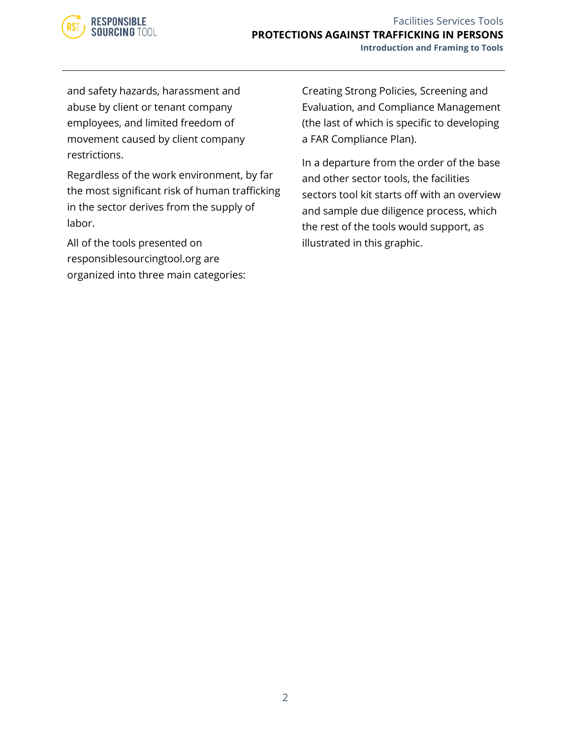and safety hazards, harassment and abuse by client or tenant company employees, and limited freedom of movement caused by client company restrictions.

Regardless of the work environment, by far the most significant risk of human trafficking in the sector derives from the supply of labor.

All of the tools presented on responsiblesourcingtool.org are organized into three main categories: Creating Strong Policies, Screening and Evaluation, and Compliance Management (the last of which is specific to developing a FAR Compliance Plan).

In a departure from the order of the base and other sector tools, the facilities sectors tool kit starts off with an overview and sample due diligence process, which the rest of the tools would support, as illustrated in this graphic.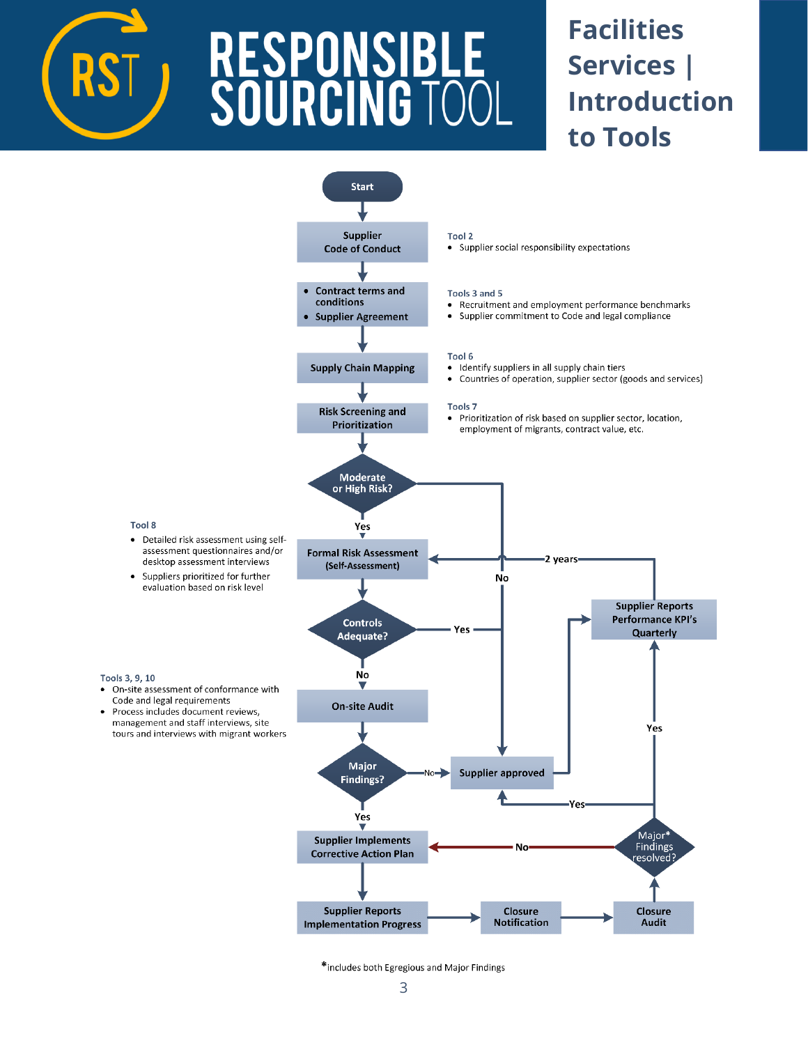# RESPONSIBLE SOURCING TOOL

## Facilities Services | Introduction to Tools

Start

**Supplier Code of Conduct**

Tool 2
- Supplier social responsibility expectations

- **Contract terms and conditions**
- **Supplier Agreement**

Tools 3 and 5
- Recruitment and employment performance benchmarks
- Supplier commitment to Code and legal compliance

**Supply Chain Mapping**

Tool 6
- Identify suppliers in all supply chain tiers
- Countries of operation, supplier sector (goods and services)

**Risk Screening and Prioritization**

Tools 7
- Prioritization of risk based on supplier sector, location, employment of migrants, contract value, etc.

**Moderate or High Risk?** — Yes → Formal Risk Assessment; No → Supplier approved

**Formal Risk Assessment (Self-Assessment)**

Tool 8
- Detailed risk assessment using self-assessment questionnaires and/or desktop assessment interviews
- Suppliers prioritized for further evaluation based on risk level

**Controls Adequate?** — Yes → Supplier approved; No → On-site Audit

**On-site Audit**

Tools 3, 9, 10
- On-site assessment of conformance with Code and legal requirements
- Process includes document reviews, management and staff interviews, site tours and interviews with migrant workers

**Major Findings?** — No → Supplier approved; Yes → Supplier Implements Corrective Action Plan

**Supplier approved** → **Supplier Reports Performance KPI's Quarterly** → 2 years → Formal Risk Assessment (Self-Assessment)

**Supplier Implements Corrective Action Plan** → **Supplier Reports Implementation Progress** → **Closure Notification** → **Closure Audit** → **Major* Findings resolved?**

**Major* Findings resolved?** — Yes → Supplier approved / Supplier Reports Performance KPI's Quarterly; No → Supplier Implements Corrective Action Plan

*includes both Egregious and Major Findings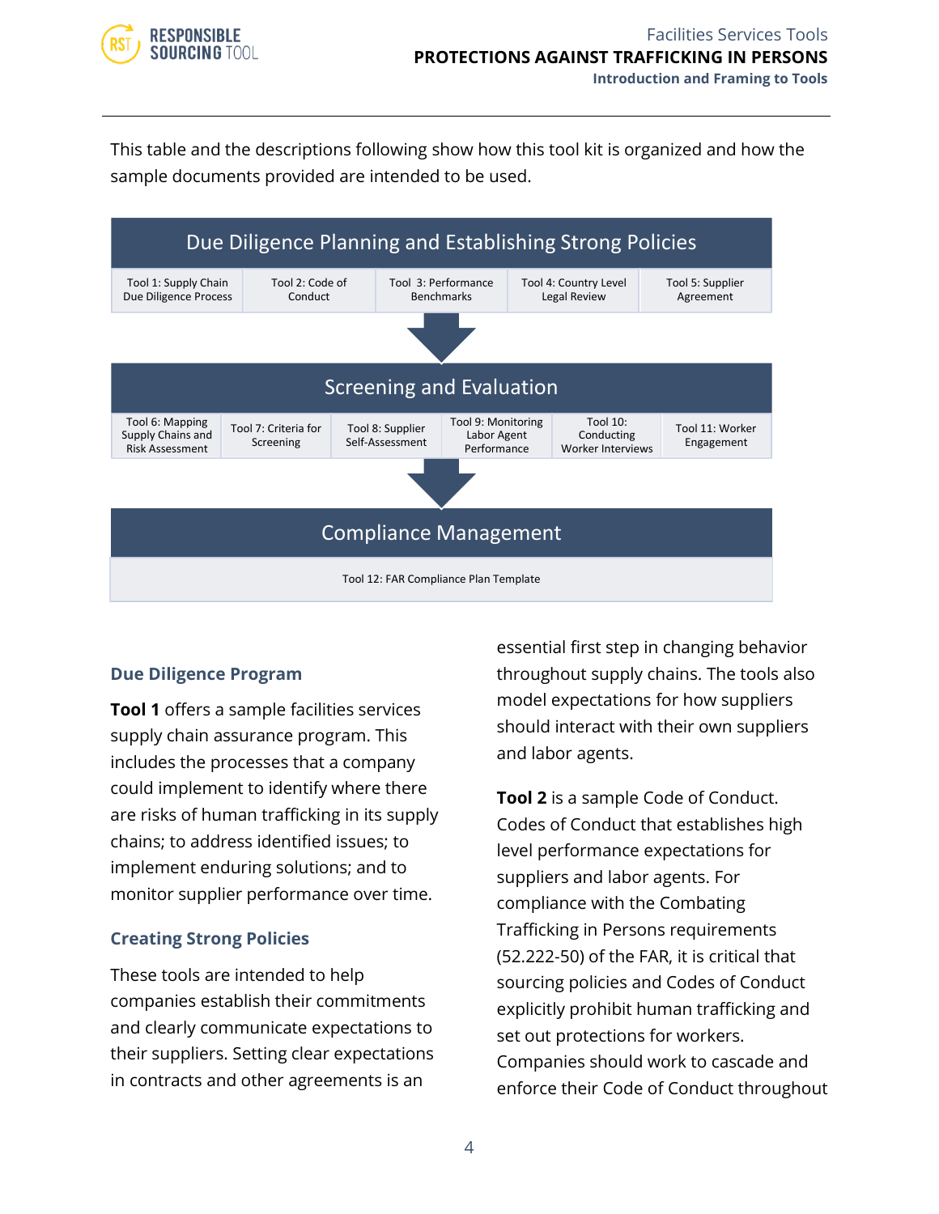This table and the descriptions following show how this tool kit is organized and how the sample documents provided are intended to be used.

| Due Diligence Planning and Establishing Strong Policies | | | | |
|---|---|---|---|---|
| Tool 1: Supply Chain Due Diligence Process | Tool 2: Code of Conduct | Tool 3: Performance Benchmarks | Tool 4: Country Level Legal Review | Tool 5: Supplier Agreement |

| Screening and Evaluation | | | | | |
|---|---|---|---|---|---|
| Tool 6: Mapping Supply Chains and Risk Assessment | Tool 7: Criteria for Screening | Tool 8: Supplier Self-Assessment | Tool 9: Monitoring Labor Agent Performance | Tool 10: Conducting Worker Interviews | Tool 11: Worker Engagement |

| Compliance Management |
|---|
| Tool 12: FAR Compliance Plan Template |

## Due Diligence Program

**Tool 1** offers a sample facilities services supply chain assurance program. This includes the processes that a company could implement to identify where there are risks of human trafficking in its supply chains; to address identified issues; to implement enduring solutions; and to monitor supplier performance over time.

## Creating Strong Policies

These tools are intended to help companies establish their commitments and clearly communicate expectations to their suppliers. Setting clear expectations in contracts and other agreements is an essential first step in changing behavior throughout supply chains. The tools also model expectations for how suppliers should interact with their own suppliers and labor agents.

**Tool 2** is a sample Code of Conduct. Codes of Conduct that establishes high level performance expectations for suppliers and labor agents. For compliance with the Combating Trafficking in Persons requirements (52.222-50) of the FAR, it is critical that sourcing policies and Codes of Conduct explicitly prohibit human trafficking and set out protections for workers. Companies should work to cascade and enforce their Code of Conduct throughout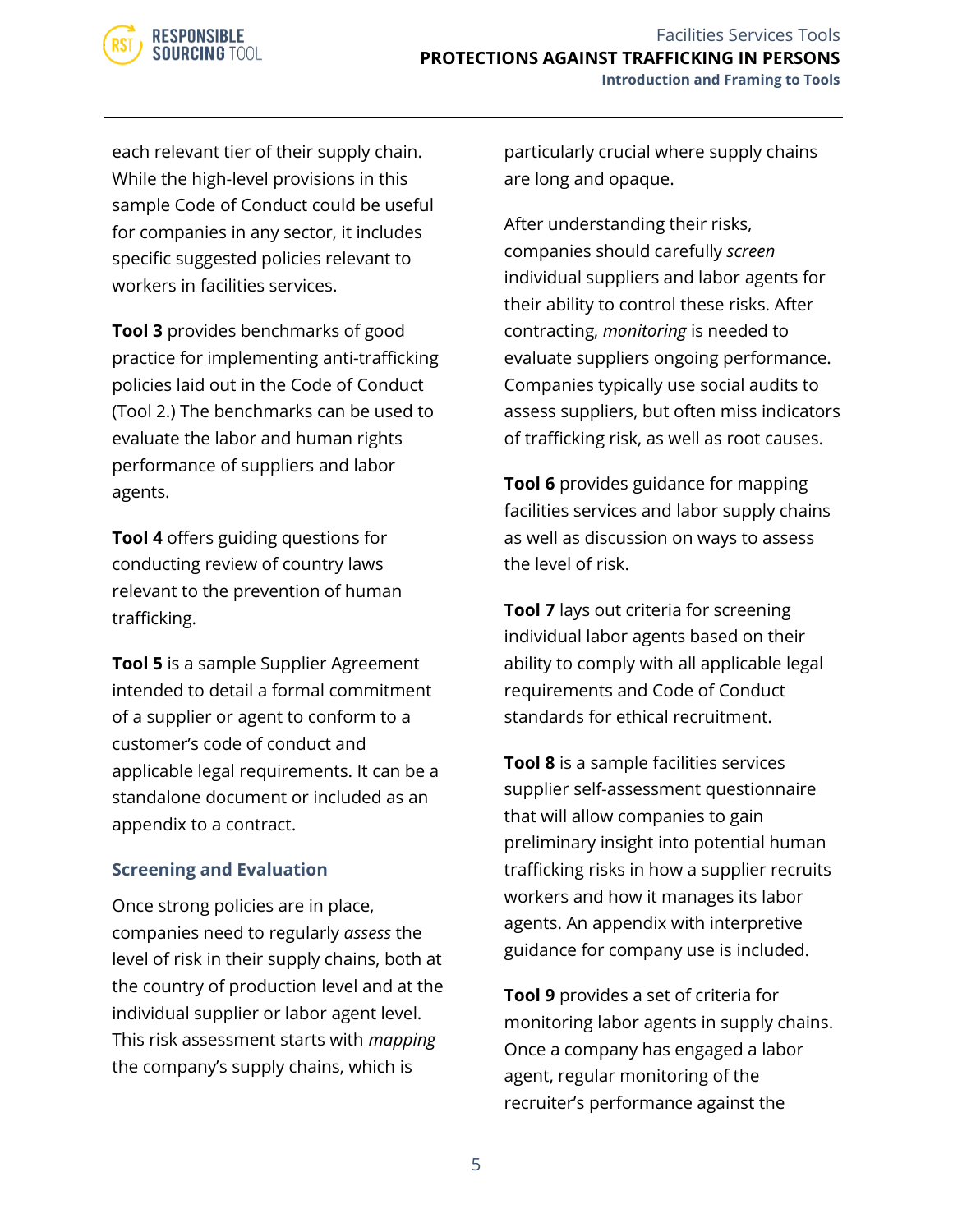each relevant tier of their supply chain. While the high-level provisions in this sample Code of Conduct could be useful for companies in any sector, it includes specific suggested policies relevant to workers in facilities services.

**Tool 3** provides benchmarks of good practice for implementing anti-trafficking policies laid out in the Code of Conduct (Tool 2.) The benchmarks can be used to evaluate the labor and human rights performance of suppliers and labor agents.

**Tool 4** offers guiding questions for conducting review of country laws relevant to the prevention of human trafficking.

**Tool 5** is a sample Supplier Agreement intended to detail a formal commitment of a supplier or agent to conform to a customer's code of conduct and applicable legal requirements. It can be a standalone document or included as an appendix to a contract.

### Screening and Evaluation

Once strong policies are in place, companies need to regularly *assess* the level of risk in their supply chains, both at the country of production level and at the individual supplier or labor agent level. This risk assessment starts with *mapping* the company's supply chains, which is particularly crucial where supply chains are long and opaque.

After understanding their risks, companies should carefully *screen* individual suppliers and labor agents for their ability to control these risks. After contracting, *monitoring* is needed to evaluate suppliers ongoing performance. Companies typically use social audits to assess suppliers, but often miss indicators of trafficking risk, as well as root causes.

**Tool 6** provides guidance for mapping facilities services and labor supply chains as well as discussion on ways to assess the level of risk.

**Tool 7** lays out criteria for screening individual labor agents based on their ability to comply with all applicable legal requirements and Code of Conduct standards for ethical recruitment.

**Tool 8** is a sample facilities services supplier self-assessment questionnaire that will allow companies to gain preliminary insight into potential human trafficking risks in how a supplier recruits workers and how it manages its labor agents. An appendix with interpretive guidance for company use is included.

**Tool 9** provides a set of criteria for monitoring labor agents in supply chains. Once a company has engaged a labor agent, regular monitoring of the recruiter's performance against the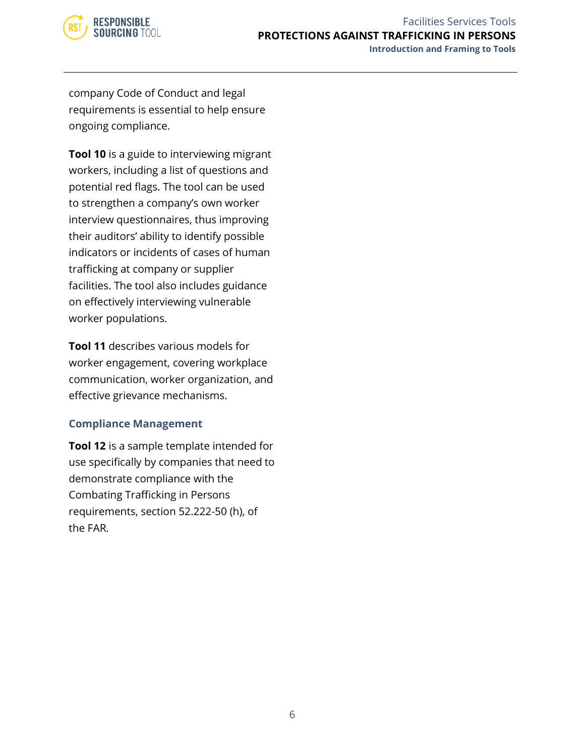company Code of Conduct and legal requirements is essential to help ensure ongoing compliance.

**Tool 10** is a guide to interviewing migrant workers, including a list of questions and potential red flags. The tool can be used to strengthen a company's own worker interview questionnaires, thus improving their auditors' ability to identify possible indicators or incidents of cases of human trafficking at company or supplier facilities. The tool also includes guidance on effectively interviewing vulnerable worker populations.

**Tool 11** describes various models for worker engagement, covering workplace communication, worker organization, and effective grievance mechanisms.

### Compliance Management

**Tool 12** is a sample template intended for use specifically by companies that need to demonstrate compliance with the Combating Trafficking in Persons requirements, section 52.222-50 (h), of the FAR.